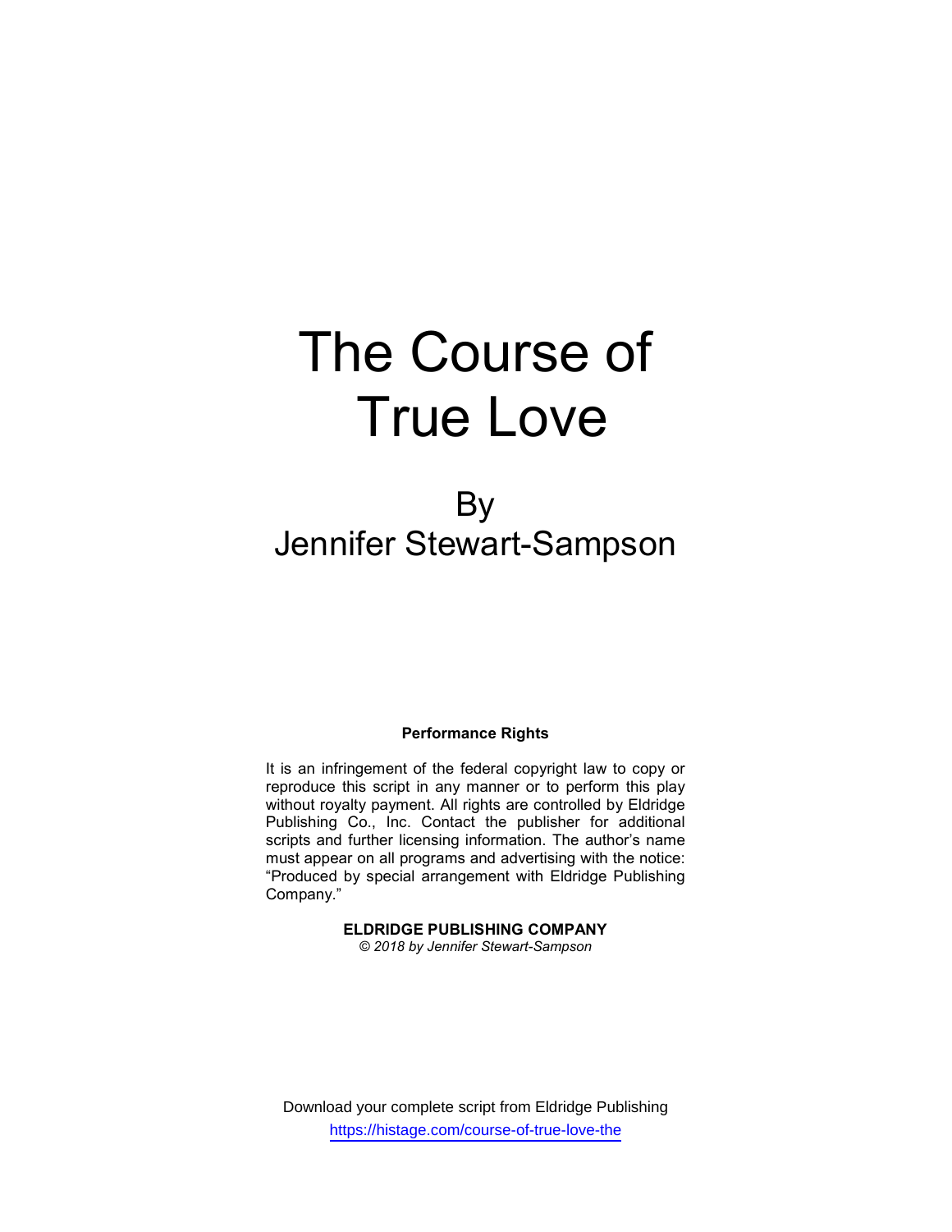# The Course of True Love

## By
## Jennifer Stewart-Sampson

**Performance Rights**

It is an infringement of the federal copyright law to copy or reproduce this script in any manner or to perform this play without royalty payment. All rights are controlled by Eldridge Publishing Co., Inc. Contact the publisher for additional scripts and further licensing information. The author's name must appear on all programs and advertising with the notice: "Produced by special arrangement with Eldridge Publishing Company."

**ELDRIDGE PUBLISHING COMPANY**
*© 2018 by Jennifer Stewart-Sampson*

Download your complete script from Eldridge Publishing
https://histage.com/course-of-true-love-the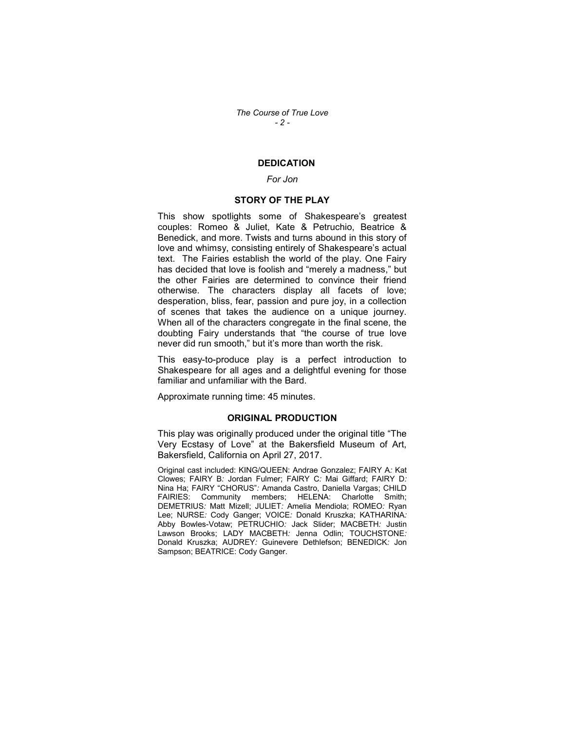## DEDICATION

*For Jon*

## STORY OF THE PLAY

This show spotlights some of Shakespeare's greatest couples: Romeo & Juliet, Kate & Petruchio, Beatrice & Benedick, and more. Twists and turns abound in this story of love and whimsy, consisting entirely of Shakespeare's actual text. The Fairies establish the world of the play. One Fairy has decided that love is foolish and "merely a madness," but the other Fairies are determined to convince their friend otherwise. The characters display all facets of love; desperation, bliss, fear, passion and pure joy, in a collection of scenes that takes the audience on a unique journey. When all of the characters congregate in the final scene, the doubting Fairy understands that "the course of true love never did run smooth," but it's more than worth the risk.

This easy-to-produce play is a perfect introduction to Shakespeare for all ages and a delightful evening for those familiar and unfamiliar with the Bard.

Approximate running time: 45 minutes.

## ORIGINAL PRODUCTION

This play was originally produced under the original title "The Very Ecstasy of Love" at the Bakersfield Museum of Art, Bakersfield, California on April 27, 2017.

Original cast included: KING/QUEEN: Andrae Gonzalez; FAIRY A*:* Kat Clowes; FAIRY B*:* Jordan Fulmer; FAIRY C*:* Mai Giffard; FAIRY D*:* Nina Ha; FAIRY "CHORUS"*:* Amanda Castro, Daniella Vargas; CHILD FAIRIES: Community members; HELENA: Charlotte Smith; DEMETRIUS*:* Matt Mizell; JULIET*:* Amelia Mendiola; ROMEO*:* Ryan Lee; NURSE*:* Cody Ganger; VOICE*:* Donald Kruszka; KATHARINA*:* Abby Bowles-Votaw; PETRUCHIO*:* Jack Slider; MACBETH*:* Justin Lawson Brooks; LADY MACBETH*:* Jenna Odlin; TOUCHSTONE*:* Donald Kruszka; AUDREY*:* Guinevere Dethlefson; BENEDICK*:* Jon Sampson; BEATRICE: Cody Ganger.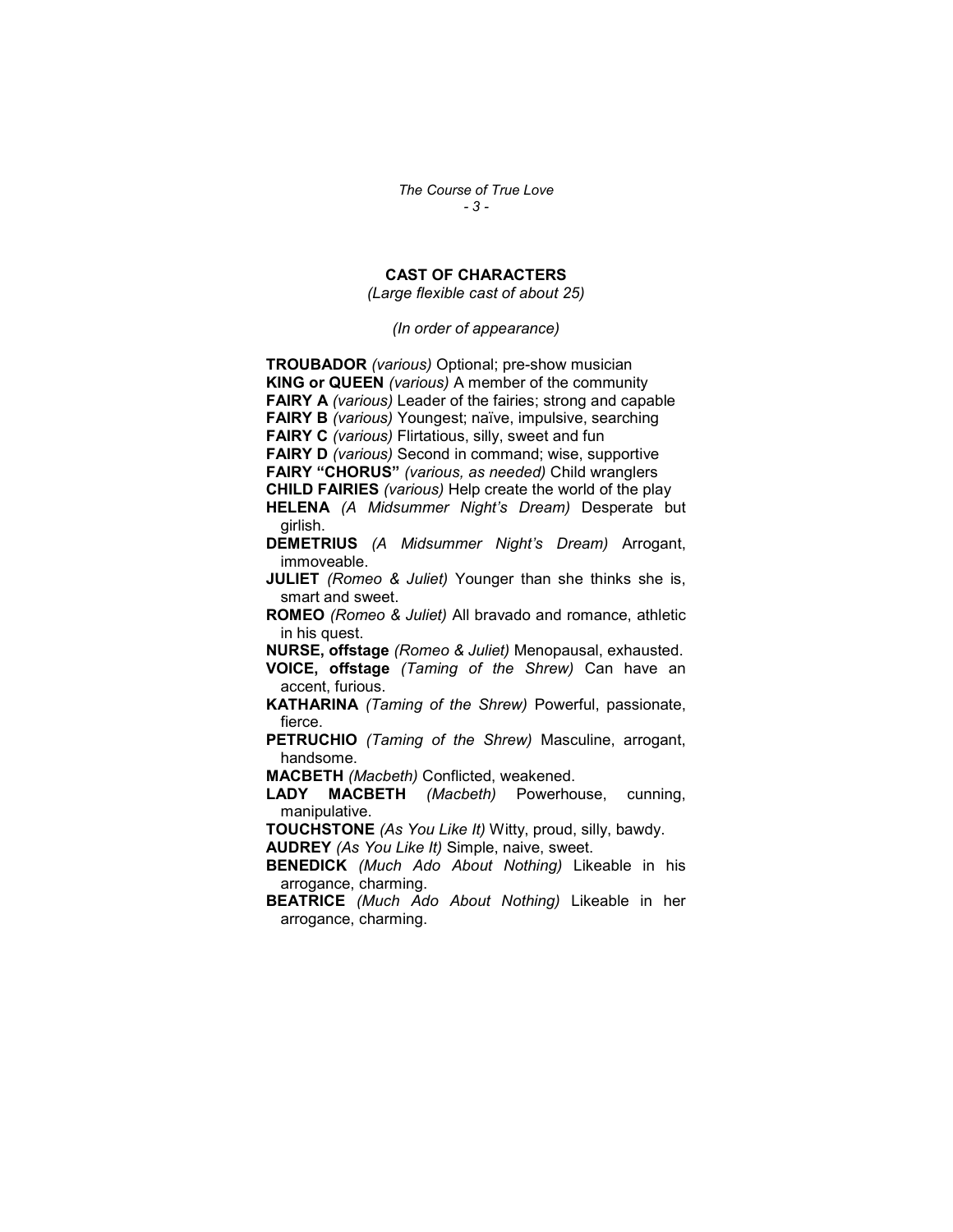## CAST OF CHARACTERS

*(Large flexible cast of about 25)*

*(In order of appearance)*

**TROUBADOR** *(various)* Optional; pre-show musician

**KING or QUEEN** *(various)* A member of the community

**FAIRY A** *(various)* Leader of the fairies; strong and capable

**FAIRY B** *(various)* Youngest; naïve, impulsive, searching

**FAIRY C** *(various)* Flirtatious, silly, sweet and fun

**FAIRY D** *(various)* Second in command; wise, supportive

**FAIRY "CHORUS"** *(various, as needed)* Child wranglers

**CHILD FAIRIES** *(various)* Help create the world of the play

**HELENA** *(A Midsummer Night's Dream)* Desperate but girlish.

**DEMETRIUS** *(A Midsummer Night's Dream)* Arrogant, immoveable.

**JULIET** *(Romeo & Juliet)* Younger than she thinks she is, smart and sweet.

**ROMEO** *(Romeo & Juliet)* All bravado and romance, athletic in his quest.

**NURSE, offstage** *(Romeo & Juliet)* Menopausal, exhausted.

**VOICE, offstage** *(Taming of the Shrew)* Can have an accent, furious.

**KATHARINA** *(Taming of the Shrew)* Powerful, passionate, fierce.

**PETRUCHIO** *(Taming of the Shrew)* Masculine, arrogant, handsome.

**MACBETH** *(Macbeth)* Conflicted, weakened.

**LADY MACBETH** *(Macbeth)* Powerhouse, cunning, manipulative.

**TOUCHSTONE** *(As You Like It)* Witty, proud, silly, bawdy.

**AUDREY** *(As You Like It)* Simple, naive, sweet.

**BENEDICK** *(Much Ado About Nothing)* Likeable in his arrogance, charming.

**BEATRICE** *(Much Ado About Nothing)* Likeable in her arrogance, charming.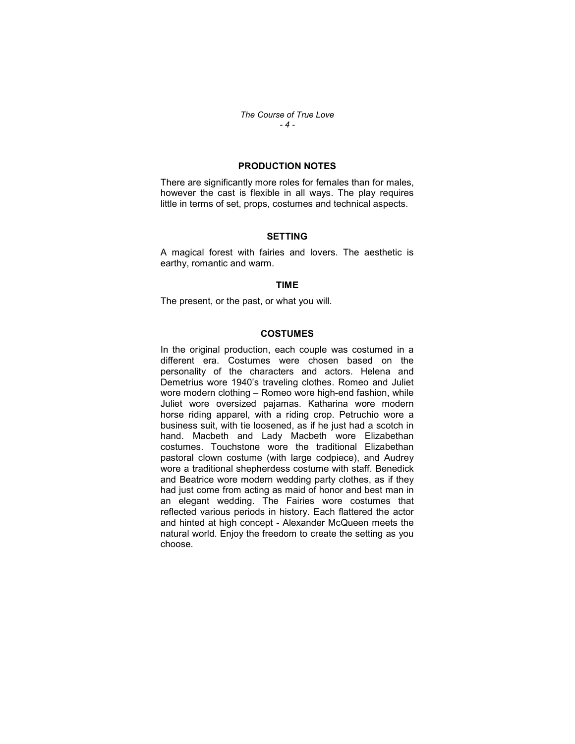## PRODUCTION NOTES

There are significantly more roles for females than for males, however the cast is flexible in all ways. The play requires little in terms of set, props, costumes and technical aspects.

## SETTING

A magical forest with fairies and lovers. The aesthetic is earthy, romantic and warm.

## TIME

The present, or the past, or what you will.

## COSTUMES

In the original production, each couple was costumed in a different era. Costumes were chosen based on the personality of the characters and actors. Helena and Demetrius wore 1940's traveling clothes. Romeo and Juliet wore modern clothing – Romeo wore high-end fashion, while Juliet wore oversized pajamas. Katharina wore modern horse riding apparel, with a riding crop. Petruchio wore a business suit, with tie loosened, as if he just had a scotch in hand. Macbeth and Lady Macbeth wore Elizabethan costumes. Touchstone wore the traditional Elizabethan pastoral clown costume (with large codpiece), and Audrey wore a traditional shepherdess costume with staff. Benedick and Beatrice wore modern wedding party clothes, as if they had just come from acting as maid of honor and best man in an elegant wedding. The Fairies wore costumes that reflected various periods in history. Each flattered the actor and hinted at high concept - Alexander McQueen meets the natural world. Enjoy the freedom to create the setting as you choose.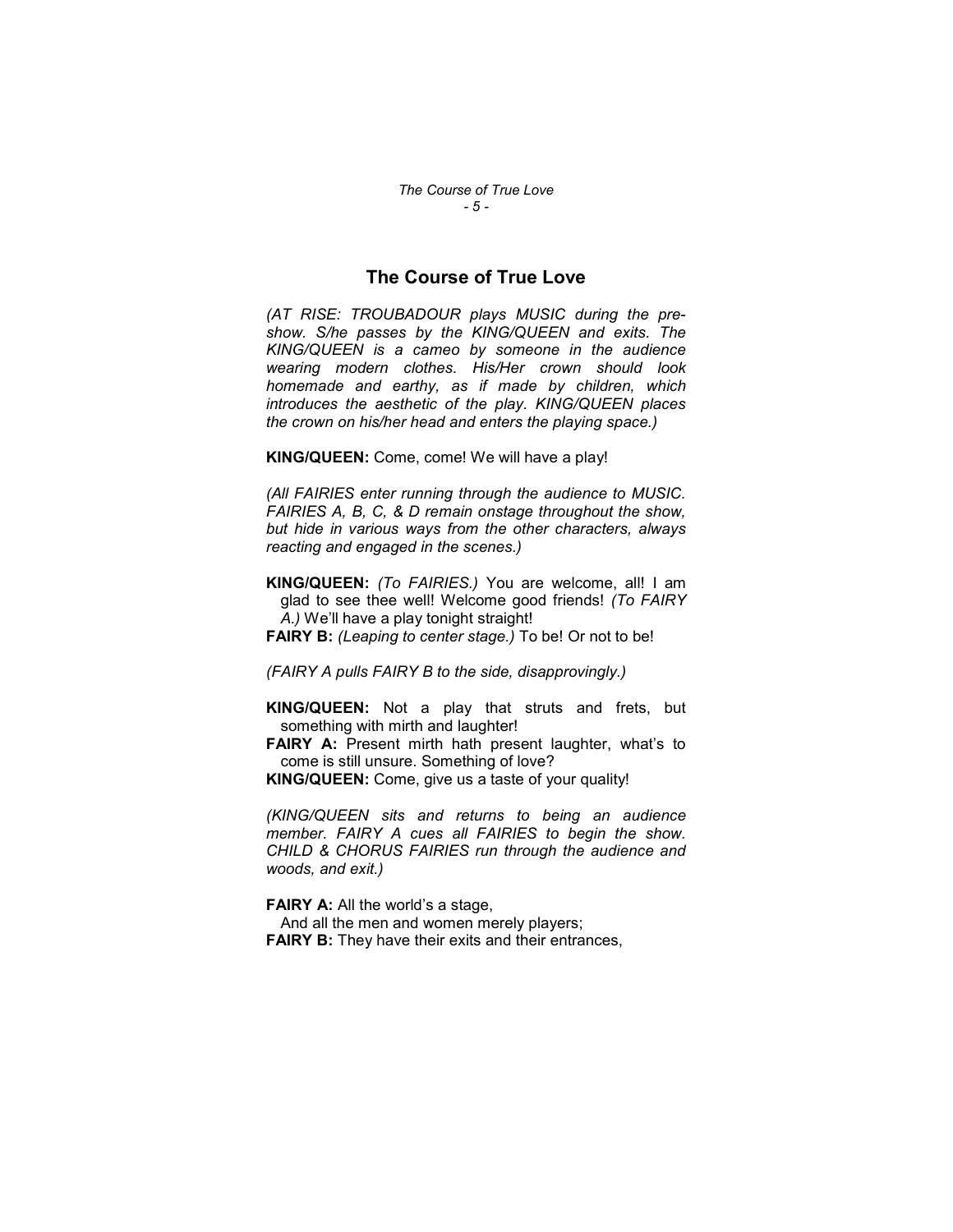# The Course of True Love

*(AT RISE: TROUBADOUR plays MUSIC during the pre-show. S/he passes by the KING/QUEEN and exits. The KING/QUEEN is a cameo by someone in the audience wearing modern clothes. His/Her crown should look homemade and earthy, as if made by children, which introduces the aesthetic of the play. KING/QUEEN places the crown on his/her head and enters the playing space.)*

**KING/QUEEN:** Come, come! We will have a play!

*(All FAIRIES enter running through the audience to MUSIC. FAIRIES A, B, C, & D remain onstage throughout the show, but hide in various ways from the other characters, always reacting and engaged in the scenes.)*

**KING/QUEEN:** *(To FAIRIES.)* You are welcome, all! I am glad to see thee well! Welcome good friends! *(To FAIRY A.)* We'll have a play tonight straight!

**FAIRY B:** *(Leaping to center stage.)* To be! Or not to be!

*(FAIRY A pulls FAIRY B to the side, disapprovingly.)*

**KING/QUEEN:** Not a play that struts and frets, but something with mirth and laughter!

**FAIRY A:** Present mirth hath present laughter, what's to come is still unsure. Something of love?

**KING/QUEEN:** Come, give us a taste of your quality!

*(KING/QUEEN sits and returns to being an audience member. FAIRY A cues all FAIRIES to begin the show. CHILD & CHORUS FAIRIES run through the audience and woods, and exit.)*

**FAIRY A:** All the world's a stage,
And all the men and women merely players;

**FAIRY B:** They have their exits and their entrances,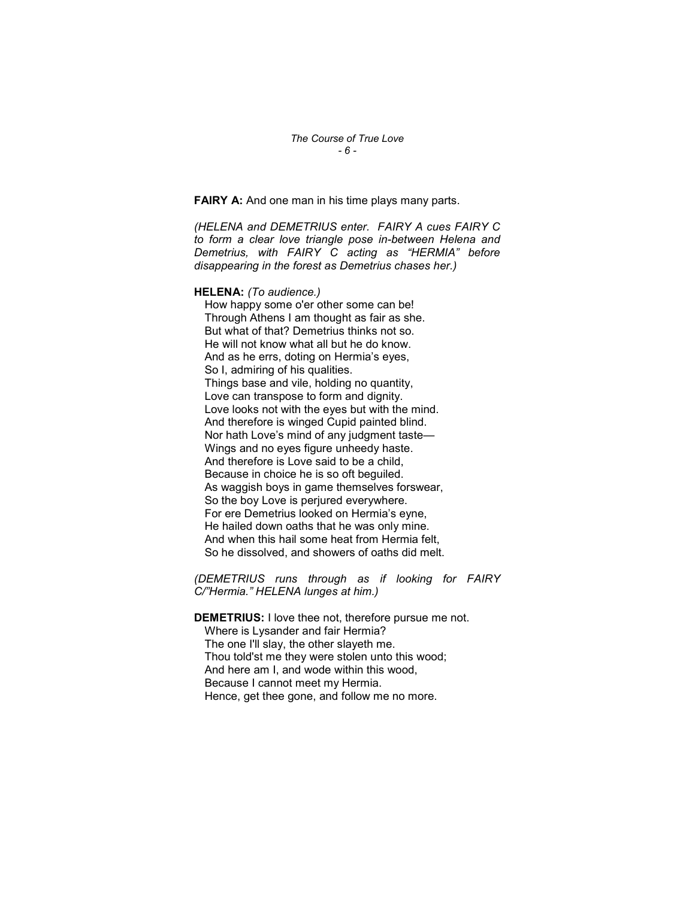**FAIRY A:** And one man in his time plays many parts.

*(HELENA and DEMETRIUS enter. FAIRY A cues FAIRY C to form a clear love triangle pose in-between Helena and Demetrius, with FAIRY C acting as "HERMIA" before disappearing in the forest as Demetrius chases her.)*

**HELENA:** *(To audience.)*
How happy some o'er other some can be!
Through Athens I am thought as fair as she.
But what of that? Demetrius thinks not so.
He will not know what all but he do know.
And as he errs, doting on Hermia's eyes,
So I, admiring of his qualities.
Things base and vile, holding no quantity,
Love can transpose to form and dignity.
Love looks not with the eyes but with the mind.
And therefore is winged Cupid painted blind.
Nor hath Love's mind of any judgment taste—
Wings and no eyes figure unheedy haste.
And therefore is Love said to be a child,
Because in choice he is so oft beguiled.
As waggish boys in game themselves forswear,
So the boy Love is perjured everywhere.
For ere Demetrius looked on Hermia's eyne,
He hailed down oaths that he was only mine.
And when this hail some heat from Hermia felt,
So he dissolved, and showers of oaths did melt.

*(DEMETRIUS runs through as if looking for FAIRY C/"Hermia." HELENA lunges at him.)*

**DEMETRIUS:** I love thee not, therefore pursue me not.
Where is Lysander and fair Hermia?
The one I'll slay, the other slayeth me.
Thou told'st me they were stolen unto this wood;
And here am I, and wode within this wood,
Because I cannot meet my Hermia.
Hence, get thee gone, and follow me no more.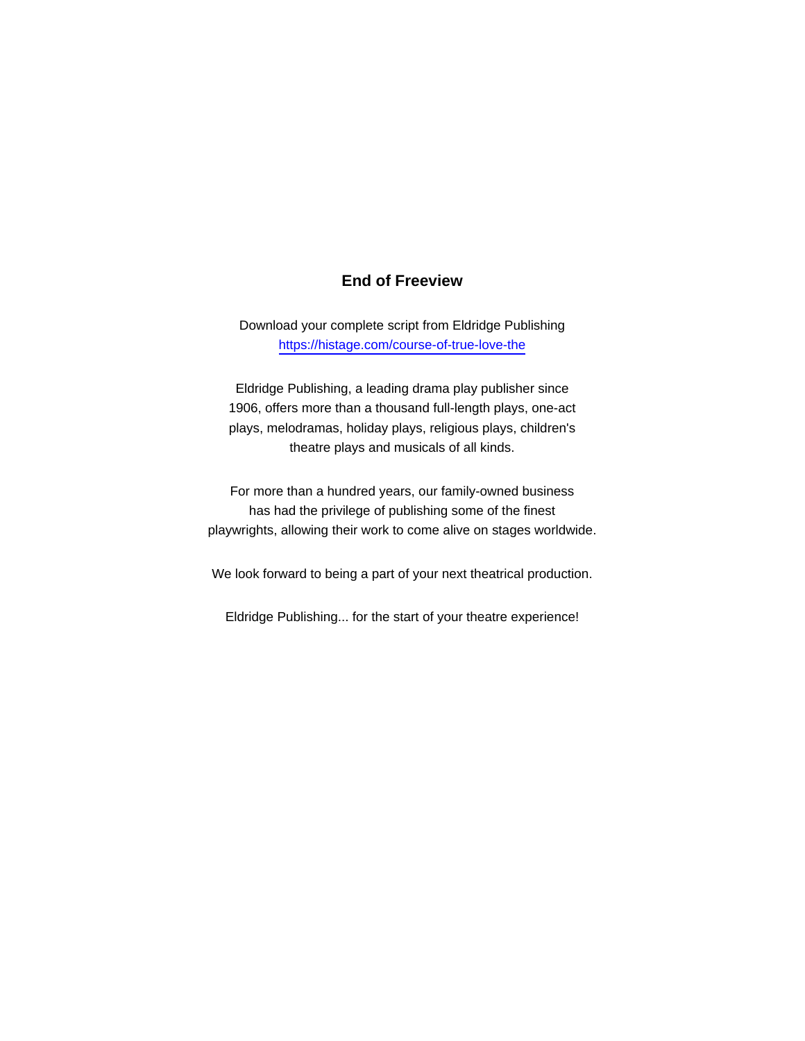## End of Freeview

Download your complete script from Eldridge Publishing
https://histage.com/course-of-true-love-the

Eldridge Publishing, a leading drama play publisher since 1906, offers more than a thousand full-length plays, one-act plays, melodramas, holiday plays, religious plays, children's theatre plays and musicals of all kinds.

For more than a hundred years, our family-owned business has had the privilege of publishing some of the finest playwrights, allowing their work to come alive on stages worldwide.

We look forward to being a part of your next theatrical production.

Eldridge Publishing... for the start of your theatre experience!